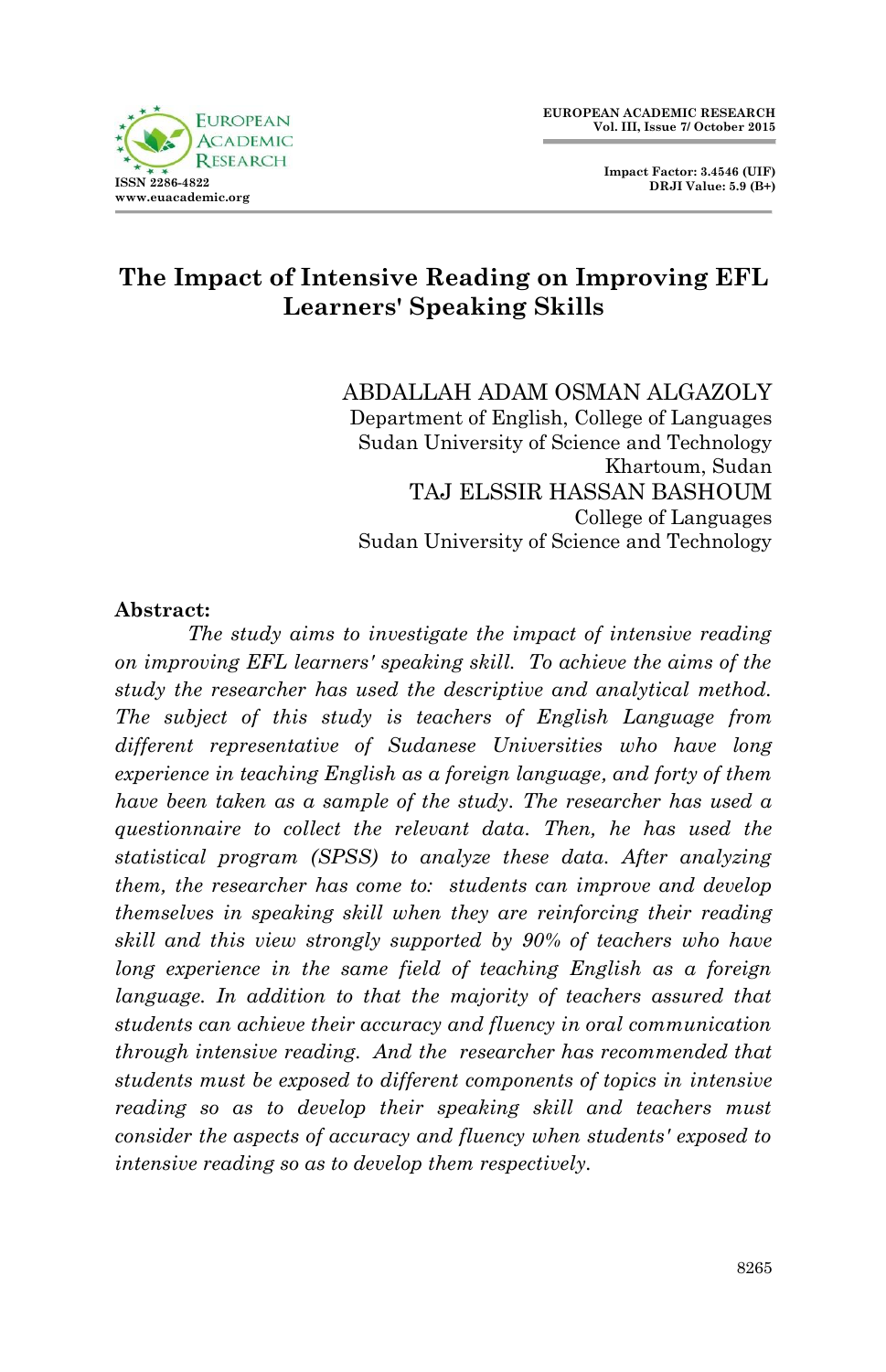# The Impact of Intensive Reading on Improving EFL Learners' Speaking Skills

ABDALLAH ADAM OSMAN ALGAZOLY
Department of English, College of Languages
Sudan University of Science and Technology
Khartoum, Sudan

TAJ ELSSIR HASSAN BASHOUM
College of Languages
Sudan University of Science and Technology

**Abstract:**

*The study aims to investigate the impact of intensive reading on improving EFL learners' speaking skill. To achieve the aims of the study the researcher has used the descriptive and analytical method. The subject of this study is teachers of English Language from different representative of Sudanese Universities who have long experience in teaching English as a foreign language, and forty of them have been taken as a sample of the study. The researcher has used a questionnaire to collect the relevant data. Then, he has used the statistical program (SPSS) to analyze these data. After analyzing them, the researcher has come to: students can improve and develop themselves in speaking skill when they are reinforcing their reading skill and this view strongly supported by 90% of teachers who have long experience in the same field of teaching English as a foreign language. In addition to that the majority of teachers assured that students can achieve their accuracy and fluency in oral communication through intensive reading. And the researcher has recommended that students must be exposed to different components of topics in intensive reading so as to develop their speaking skill and teachers must consider the aspects of accuracy and fluency when students' exposed to intensive reading so as to develop them respectively.*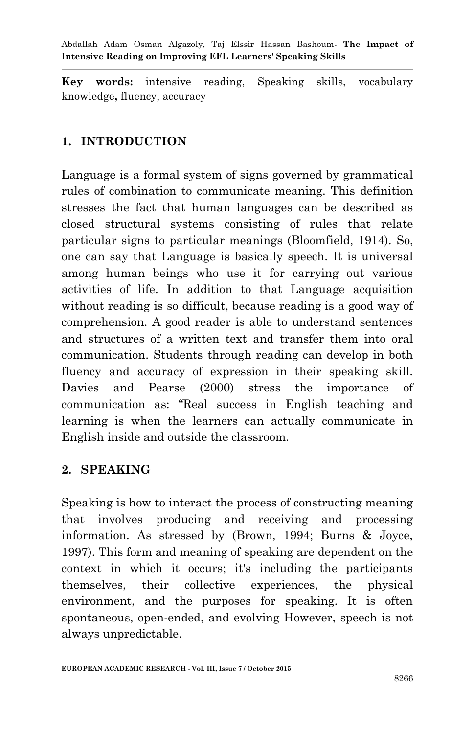**Key words:** intensive reading, Speaking skills, vocabulary knowledge**,** fluency, accuracy

## 1. INTRODUCTION

Language is a formal system of signs governed by grammatical rules of combination to communicate meaning. This definition stresses the fact that human languages can be described as closed structural systems consisting of rules that relate particular signs to particular meanings (Bloomfield, 1914). So, one can say that Language is basically speech. It is universal among human beings who use it for carrying out various activities of life. In addition to that Language acquisition without reading is so difficult, because reading is a good way of comprehension. A good reader is able to understand sentences and structures of a written text and transfer them into oral communication. Students through reading can develop in both fluency and accuracy of expression in their speaking skill. Davies and Pearse (2000) stress the importance of communication as: "Real success in English teaching and learning is when the learners can actually communicate in English inside and outside the classroom.

## 2. SPEAKING

Speaking is how to interact the process of constructing meaning that involves producing and receiving and processing information. As stressed by (Brown, 1994; Burns & Joyce, 1997). This form and meaning of speaking are dependent on the context in which it occurs; it's including the participants themselves, their collective experiences, the physical environment, and the purposes for speaking. It is often spontaneous, open-ended, and evolving However, speech is not always unpredictable.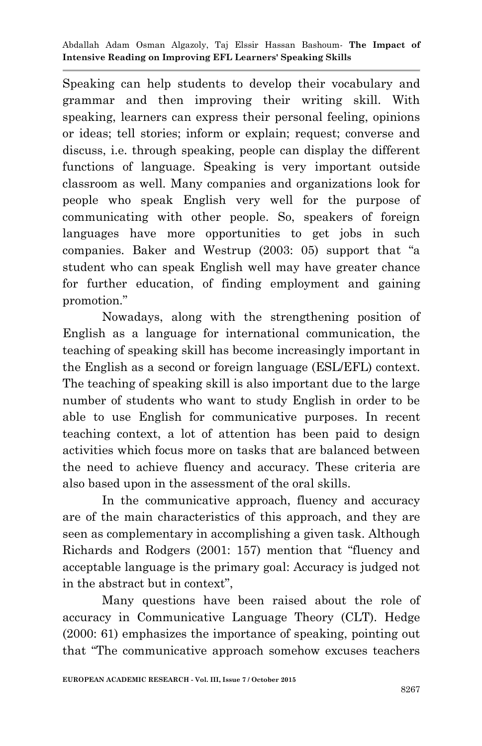Speaking can help students to develop their vocabulary and grammar and then improving their writing skill. With speaking, learners can express their personal feeling, opinions or ideas; tell stories; inform or explain; request; converse and discuss, i.e. through speaking, people can display the different functions of language. Speaking is very important outside classroom as well. Many companies and organizations look for people who speak English very well for the purpose of communicating with other people. So, speakers of foreign languages have more opportunities to get jobs in such companies. Baker and Westrup (2003: 05) support that "a student who can speak English well may have greater chance for further education, of finding employment and gaining promotion."

Nowadays, along with the strengthening position of English as a language for international communication, the teaching of speaking skill has become increasingly important in the English as a second or foreign language (ESL/EFL) context. The teaching of speaking skill is also important due to the large number of students who want to study English in order to be able to use English for communicative purposes. In recent teaching context, a lot of attention has been paid to design activities which focus more on tasks that are balanced between the need to achieve fluency and accuracy. These criteria are also based upon in the assessment of the oral skills.

In the communicative approach, fluency and accuracy are of the main characteristics of this approach, and they are seen as complementary in accomplishing a given task. Although Richards and Rodgers (2001: 157) mention that "fluency and acceptable language is the primary goal: Accuracy is judged not in the abstract but in context",

Many questions have been raised about the role of accuracy in Communicative Language Theory (CLT). Hedge (2000: 61) emphasizes the importance of speaking, pointing out that "The communicative approach somehow excuses teachers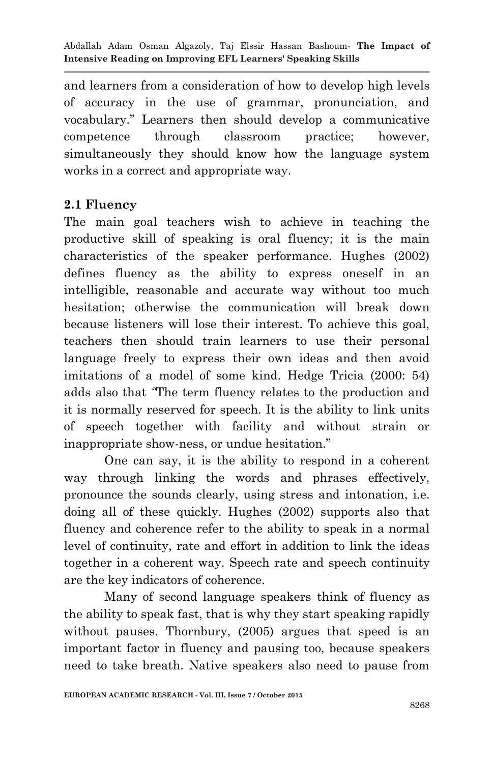and learners from a consideration of how to develop high levels of accuracy in the use of grammar, pronunciation, and vocabulary." Learners then should develop a communicative competence through classroom practice; however, simultaneously they should know how the language system works in a correct and appropriate way.

## 2.1 Fluency

The main goal teachers wish to achieve in teaching the productive skill of speaking is oral fluency; it is the main characteristics of the speaker performance. Hughes (2002) defines fluency as the ability to express oneself in an intelligible, reasonable and accurate way without too much hesitation; otherwise the communication will break down because listeners will lose their interest. To achieve this goal, teachers then should train learners to use their personal language freely to express their own ideas and then avoid imitations of a model of some kind. Hedge Tricia (2000: 54) adds also that "The term fluency relates to the production and it is normally reserved for speech. It is the ability to link units of speech together with facility and without strain or inappropriate show-ness, or undue hesitation."

One can say, it is the ability to respond in a coherent way through linking the words and phrases effectively, pronounce the sounds clearly, using stress and intonation, i.e. doing all of these quickly. Hughes (2002) supports also that fluency and coherence refer to the ability to speak in a normal level of continuity, rate and effort in addition to link the ideas together in a coherent way. Speech rate and speech continuity are the key indicators of coherence.

Many of second language speakers think of fluency as the ability to speak fast, that is why they start speaking rapidly without pauses. Thornbury, (2005) argues that speed is an important factor in fluency and pausing too, because speakers need to take breath. Native speakers also need to pause from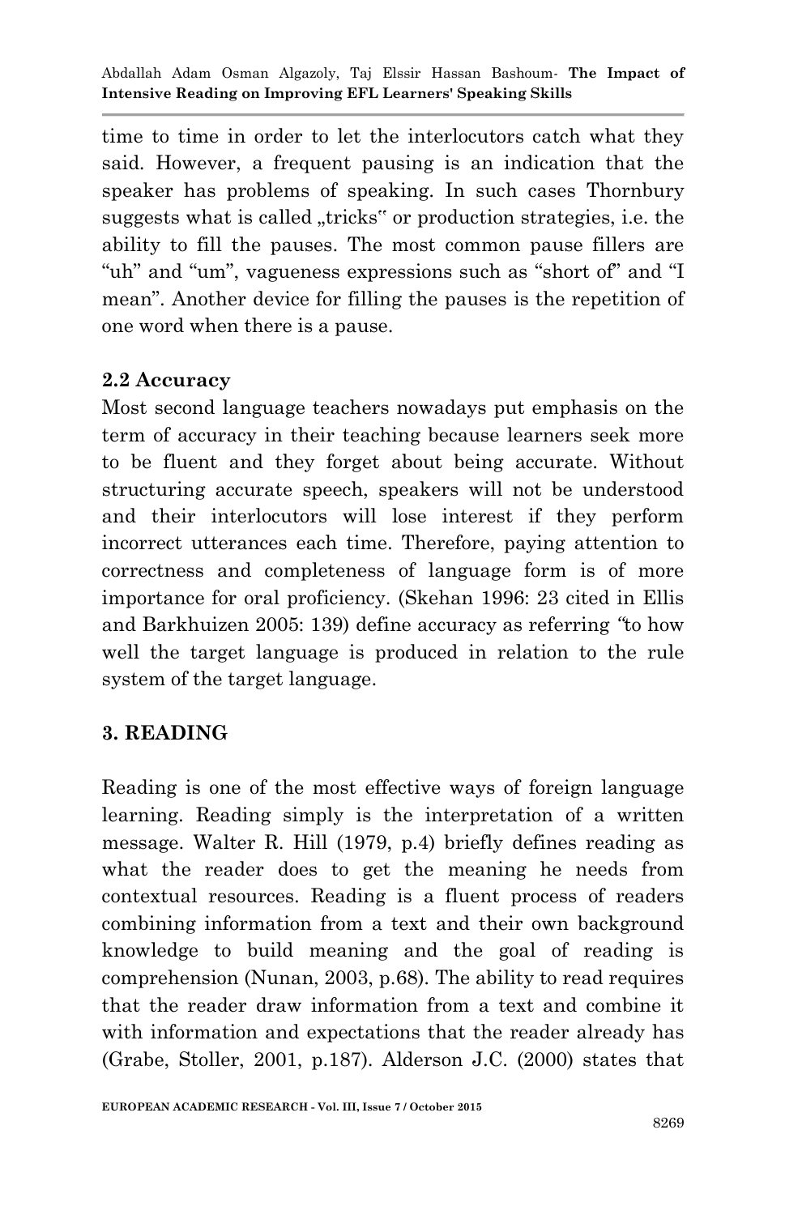time to time in order to let the interlocutors catch what they said. However, a frequent pausing is an indication that the speaker has problems of speaking. In such cases Thornbury suggests what is called „tricks" or production strategies, i.e. the ability to fill the pauses. The most common pause fillers are "uh" and "um", vagueness expressions such as "short of" and "I mean". Another device for filling the pauses is the repetition of one word when there is a pause.

### 2.2 Accuracy

Most second language teachers nowadays put emphasis on the term of accuracy in their teaching because learners seek more to be fluent and they forget about being accurate. Without structuring accurate speech, speakers will not be understood and their interlocutors will lose interest if they perform incorrect utterances each time. Therefore, paying attention to correctness and completeness of language form is of more importance for oral proficiency. (Skehan 1996: 23 cited in Ellis and Barkhuizen 2005: 139) define accuracy as referring "to how well the target language is produced in relation to the rule system of the target language.

## 3. READING

Reading is one of the most effective ways of foreign language learning. Reading simply is the interpretation of a written message. Walter R. Hill (1979, p.4) briefly defines reading as what the reader does to get the meaning he needs from contextual resources. Reading is a fluent process of readers combining information from a text and their own background knowledge to build meaning and the goal of reading is comprehension (Nunan, 2003, p.68). The ability to read requires that the reader draw information from a text and combine it with information and expectations that the reader already has (Grabe, Stoller, 2001, p.187). Alderson J.C. (2000) states that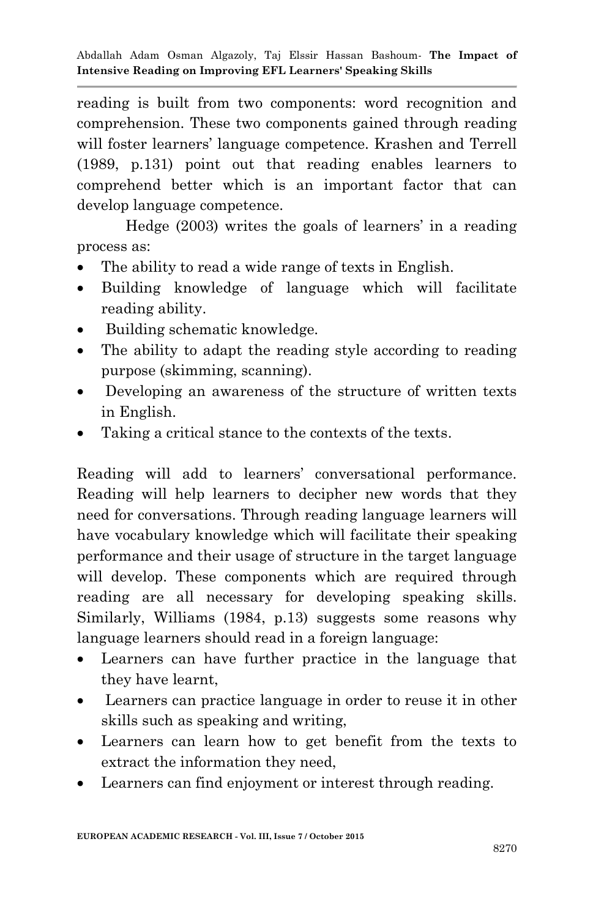reading is built from two components: word recognition and comprehension. These two components gained through reading will foster learners' language competence. Krashen and Terrell (1989, p.131) point out that reading enables learners to comprehend better which is an important factor that can develop language competence.

Hedge (2003) writes the goals of learners' in a reading process as:

- The ability to read a wide range of texts in English.
- Building knowledge of language which will facilitate reading ability.
- Building schematic knowledge.
- The ability to adapt the reading style according to reading purpose (skimming, scanning).
- Developing an awareness of the structure of written texts in English.
- Taking a critical stance to the contexts of the texts.

Reading will add to learners' conversational performance. Reading will help learners to decipher new words that they need for conversations. Through reading language learners will have vocabulary knowledge which will facilitate their speaking performance and their usage of structure in the target language will develop. These components which are required through reading are all necessary for developing speaking skills. Similarly, Williams (1984, p.13) suggests some reasons why language learners should read in a foreign language:

- Learners can have further practice in the language that they have learnt,
- Learners can practice language in order to reuse it in other skills such as speaking and writing,
- Learners can learn how to get benefit from the texts to extract the information they need,
- Learners can find enjoyment or interest through reading.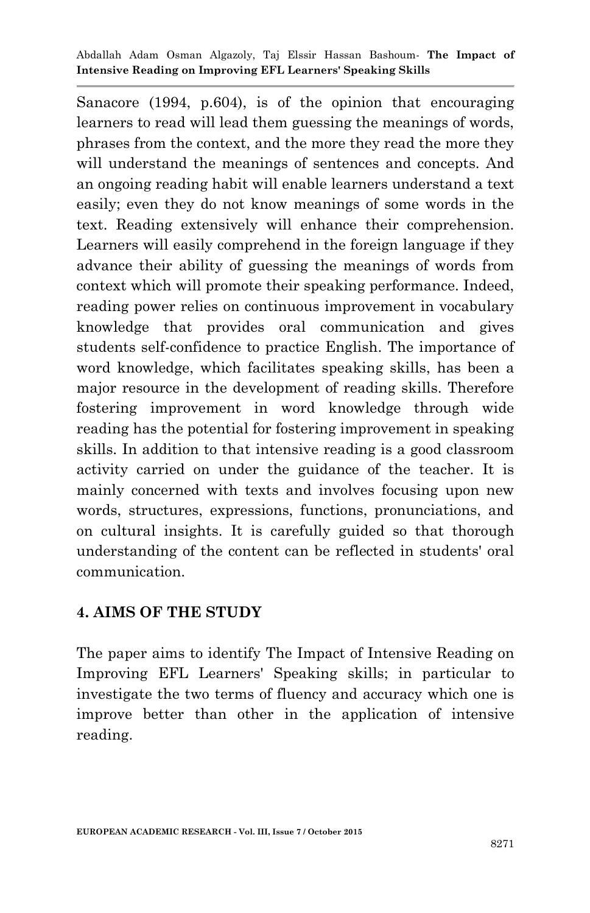Sanacore (1994, p.604), is of the opinion that encouraging learners to read will lead them guessing the meanings of words, phrases from the context, and the more they read the more they will understand the meanings of sentences and concepts. And an ongoing reading habit will enable learners understand a text easily; even they do not know meanings of some words in the text. Reading extensively will enhance their comprehension. Learners will easily comprehend in the foreign language if they advance their ability of guessing the meanings of words from context which will promote their speaking performance. Indeed, reading power relies on continuous improvement in vocabulary knowledge that provides oral communication and gives students self-confidence to practice English. The importance of word knowledge, which facilitates speaking skills, has been a major resource in the development of reading skills. Therefore fostering improvement in word knowledge through wide reading has the potential for fostering improvement in speaking skills. In addition to that intensive reading is a good classroom activity carried on under the guidance of the teacher. It is mainly concerned with texts and involves focusing upon new words, structures, expressions, functions, pronunciations, and on cultural insights. It is carefully guided so that thorough understanding of the content can be reflected in students' oral communication.

## 4. AIMS OF THE STUDY

The paper aims to identify The Impact of Intensive Reading on Improving EFL Learners' Speaking skills; in particular to investigate the two terms of fluency and accuracy which one is improve better than other in the application of intensive reading.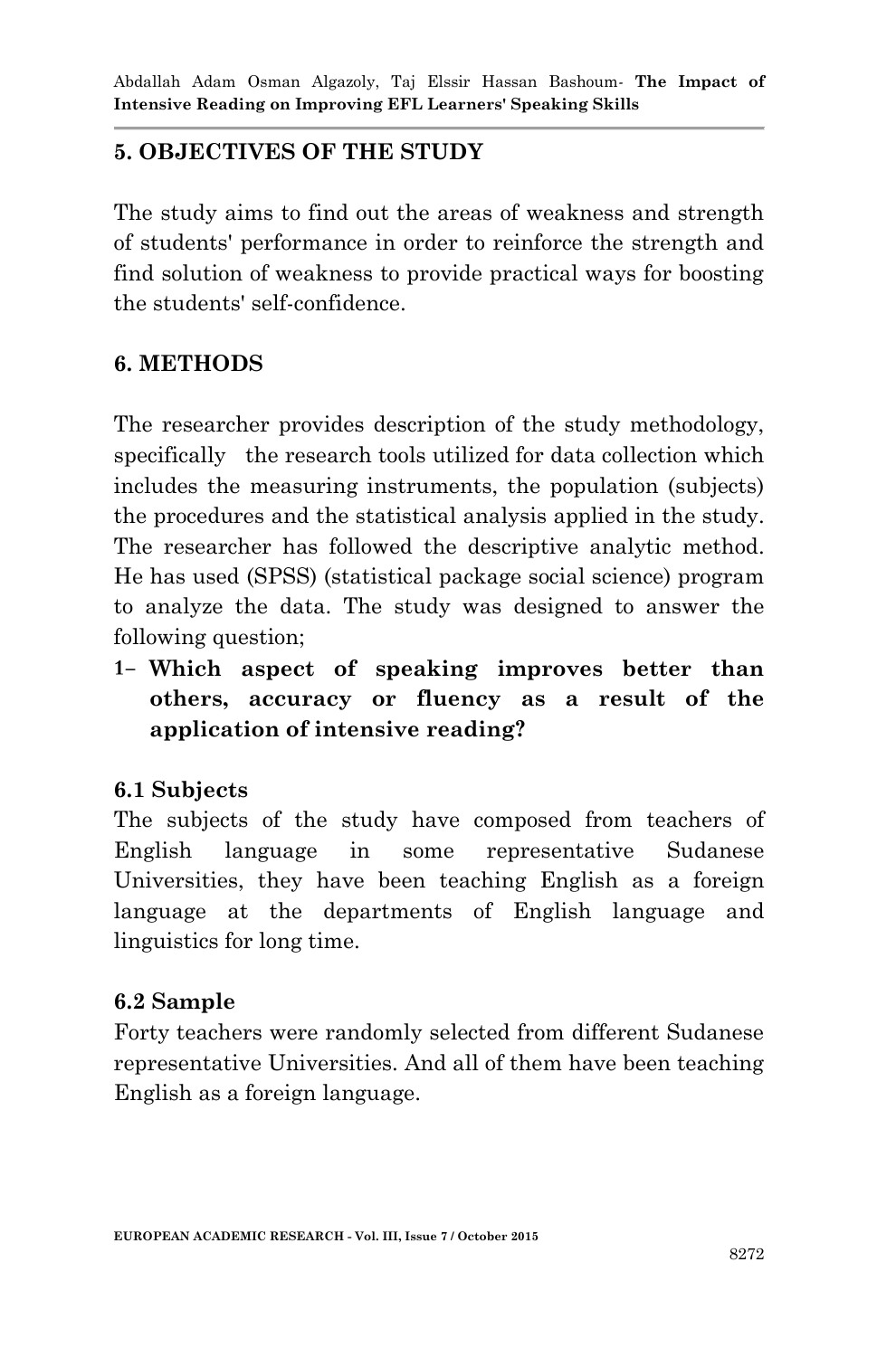## 5. OBJECTIVES OF THE STUDY

The study aims to find out the areas of weakness and strength of students' performance in order to reinforce the strength and find solution of weakness to provide practical ways for boosting the students' self-confidence.

## 6. METHODS

The researcher provides description of the study methodology, specifically the research tools utilized for data collection which includes the measuring instruments, the population (subjects) the procedures and the statistical analysis applied in the study. The researcher has followed the descriptive analytic method. He has used (SPSS) (statistical package social science) program to analyze the data. The study was designed to answer the following question;

1- **Which aspect of speaking improves better than others, accuracy or fluency as a result of the application of intensive reading?**

### 6.1 Subjects

The subjects of the study have composed from teachers of English language in some representative Sudanese Universities, they have been teaching English as a foreign language at the departments of English language and linguistics for long time.

### 6.2 Sample

Forty teachers were randomly selected from different Sudanese representative Universities. And all of them have been teaching English as a foreign language.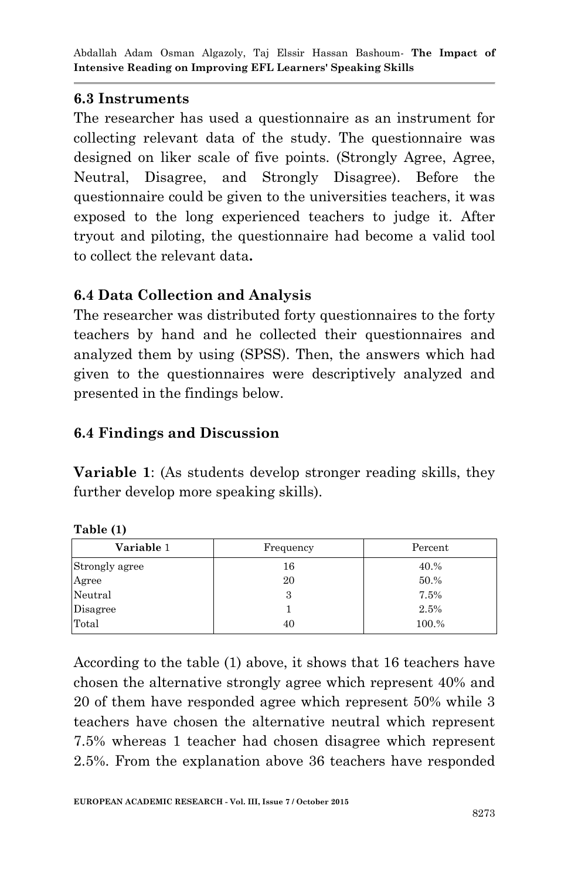## 6.3 Instruments

The researcher has used a questionnaire as an instrument for collecting relevant data of the study. The questionnaire was designed on liker scale of five points. (Strongly Agree, Agree, Neutral, Disagree, and Strongly Disagree). Before the questionnaire could be given to the universities teachers, it was exposed to the long experienced teachers to judge it. After tryout and piloting, the questionnaire had become a valid tool to collect the relevant data**.**

## 6.4 Data Collection and Analysis

The researcher was distributed forty questionnaires to the forty teachers by hand and he collected their questionnaires and analyzed them by using (SPSS). Then, the answers which had given to the questionnaires were descriptively analyzed and presented in the findings below.

## 6.4 Findings and Discussion

**Variable 1**: (As students develop stronger reading skills, they further develop more speaking skills).

**Table (1)**

| **Variable** 1 | Frequency | Percent |
|---|---|---|
| Strongly agree | 16 | 40.% |
| Agree | 20 | 50.% |
| Neutral | 3 | 7.5% |
| Disagree | 1 | 2.5% |
| Total | 40 | 100.% |

According to the table (1) above, it shows that 16 teachers have chosen the alternative strongly agree which represent 40% and 20 of them have responded agree which represent 50% while 3 teachers have chosen the alternative neutral which represent 7.5% whereas 1 teacher had chosen disagree which represent 2.5%. From the explanation above 36 teachers have responded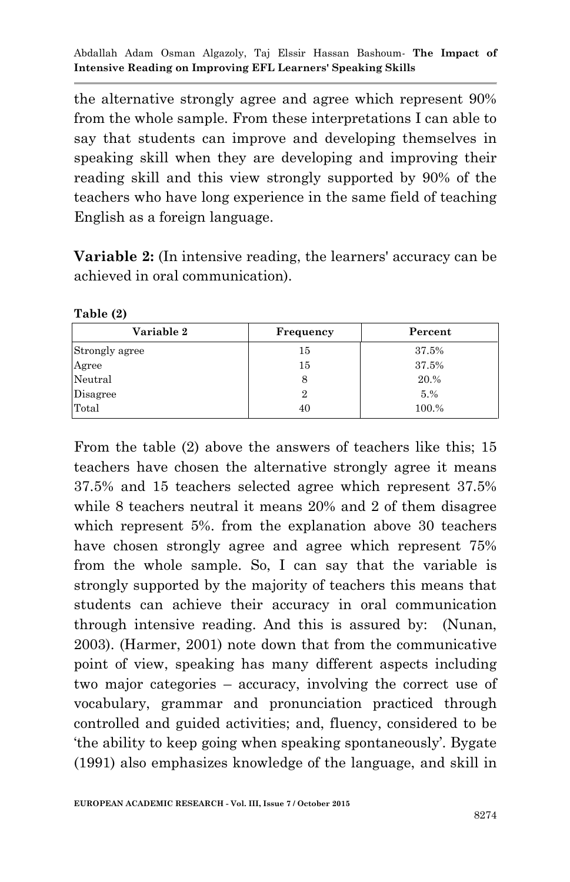the alternative strongly agree and agree which represent 90% from the whole sample. From these interpretations I can able to say that students can improve and developing themselves in speaking skill when they are developing and improving their reading skill and this view strongly supported by 90% of the teachers who have long experience in the same field of teaching English as a foreign language.

**Variable 2:** (In intensive reading, the learners' accuracy can be achieved in oral communication).

**Table (2)**

| Variable 2 | Frequency | Percent |
|---|---|---|
| Strongly agree | 15 | 37.5% |
| Agree | 15 | 37.5% |
| Neutral | 8 | 20.% |
| Disagree | 2 | 5.% |
| Total | 40 | 100.% |

From the table (2) above the answers of teachers like this; 15 teachers have chosen the alternative strongly agree it means 37.5% and 15 teachers selected agree which represent 37.5% while 8 teachers neutral it means 20% and 2 of them disagree which represent 5%. from the explanation above 30 teachers have chosen strongly agree and agree which represent 75% from the whole sample. So, I can say that the variable is strongly supported by the majority of teachers this means that students can achieve their accuracy in oral communication through intensive reading. And this is assured by: (Nunan, 2003). (Harmer, 2001) note down that from the communicative point of view, speaking has many different aspects including two major categories – accuracy, involving the correct use of vocabulary, grammar and pronunciation practiced through controlled and guided activities; and, fluency, considered to be 'the ability to keep going when speaking spontaneously'. Bygate (1991) also emphasizes knowledge of the language, and skill in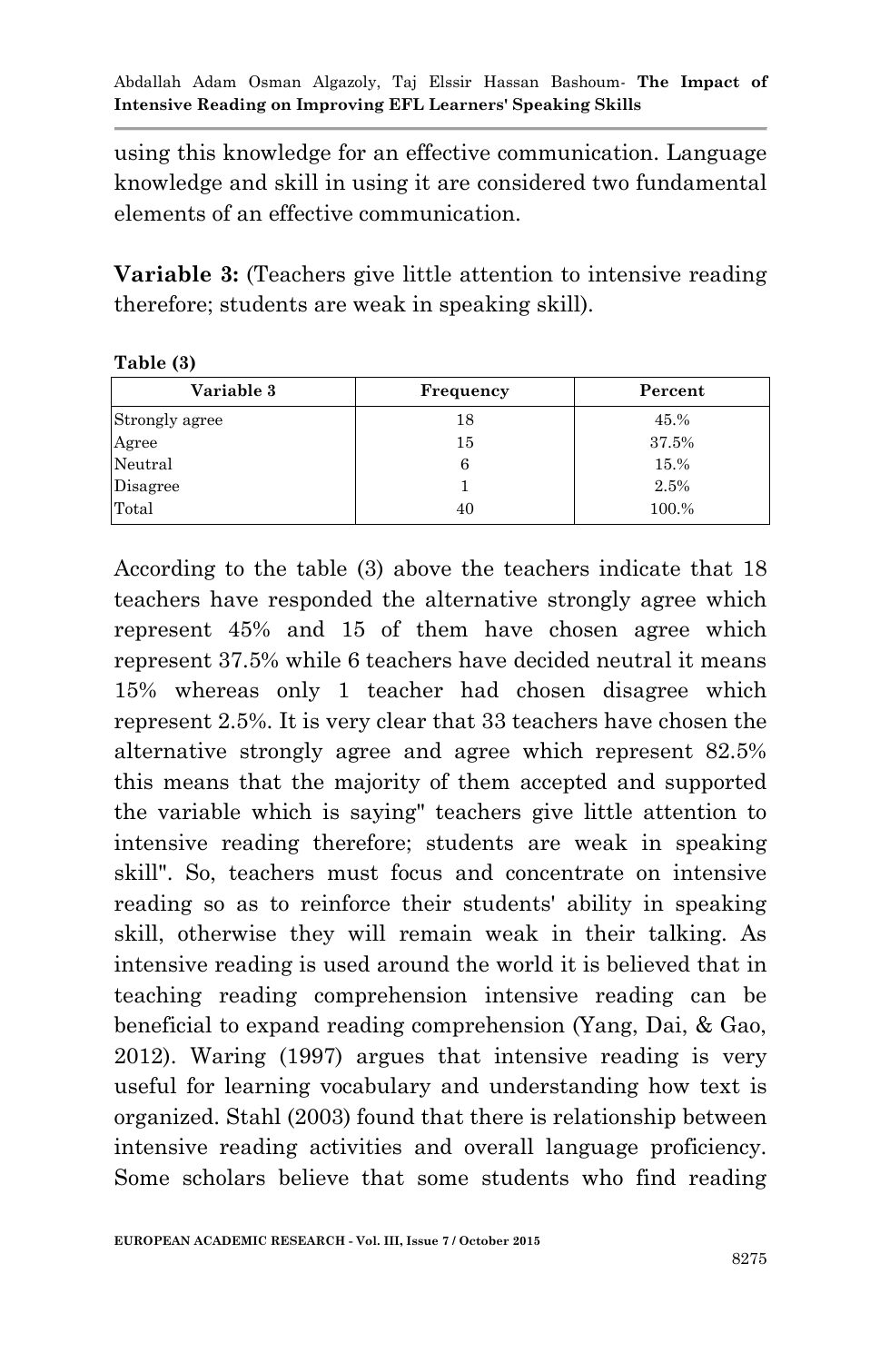using this knowledge for an effective communication. Language knowledge and skill in using it are considered two fundamental elements of an effective communication.

**Variable 3:** (Teachers give little attention to intensive reading therefore; students are weak in speaking skill).

**Table (3)**

| Variable 3 | Frequency | Percent |
|---|---|---|
| Strongly agree | 18 | 45.% |
| Agree | 15 | 37.5% |
| Neutral | 6 | 15.% |
| Disagree | 1 | 2.5% |
| Total | 40 | 100.% |

According to the table (3) above the teachers indicate that 18 teachers have responded the alternative strongly agree which represent 45% and 15 of them have chosen agree which represent 37.5% while 6 teachers have decided neutral it means 15% whereas only 1 teacher had chosen disagree which represent 2.5%. It is very clear that 33 teachers have chosen the alternative strongly agree and agree which represent 82.5% this means that the majority of them accepted and supported the variable which is saying" teachers give little attention to intensive reading therefore; students are weak in speaking skill". So, teachers must focus and concentrate on intensive reading so as to reinforce their students' ability in speaking skill, otherwise they will remain weak in their talking. As intensive reading is used around the world it is believed that in teaching reading comprehension intensive reading can be beneficial to expand reading comprehension (Yang, Dai, & Gao, 2012). Waring (1997) argues that intensive reading is very useful for learning vocabulary and understanding how text is organized. Stahl (2003) found that there is relationship between intensive reading activities and overall language proficiency. Some scholars believe that some students who find reading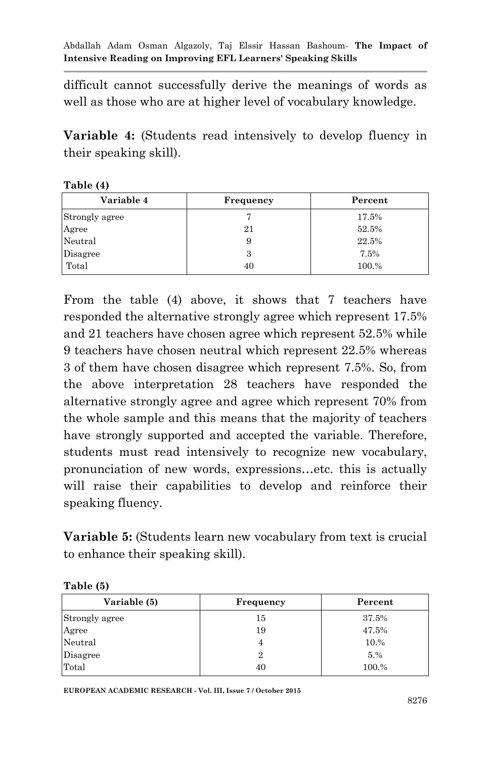difficult cannot successfully derive the meanings of words as well as those who are at higher level of vocabulary knowledge.

**Variable 4:** (Students read intensively to develop fluency in their speaking skill).

**Table (4)**

| Variable 4 | Frequency | Percent |
|---|---|---|
| Strongly agree | 7 | 17.5% |
| Agree | 21 | 52.5% |
| Neutral | 9 | 22.5% |
| Disagree | 3 | 7.5% |
| Total | 40 | 100.% |

From the table (4) above, it shows that 7 teachers have responded the alternative strongly agree which represent 17.5% and 21 teachers have chosen agree which represent 52.5% while 9 teachers have chosen neutral which represent 22.5% whereas 3 of them have chosen disagree which represent 7.5%. So, from the above interpretation 28 teachers have responded the alternative strongly agree and agree which represent 70% from the whole sample and this means that the majority of teachers have strongly supported and accepted the variable. Therefore, students must read intensively to recognize new vocabulary, pronunciation of new words, expressions…etc. this is actually will raise their capabilities to develop and reinforce their speaking fluency.

**Variable 5:** (Students learn new vocabulary from text is crucial to enhance their speaking skill).

**Table (5)**

| Variable (5) | Frequency | Percent |
|---|---|---|
| Strongly agree | 15 | 37.5% |
| Agree | 19 | 47.5% |
| Neutral | 4 | 10.% |
| Disagree | 2 | 5.% |
| Total | 40 | 100.% |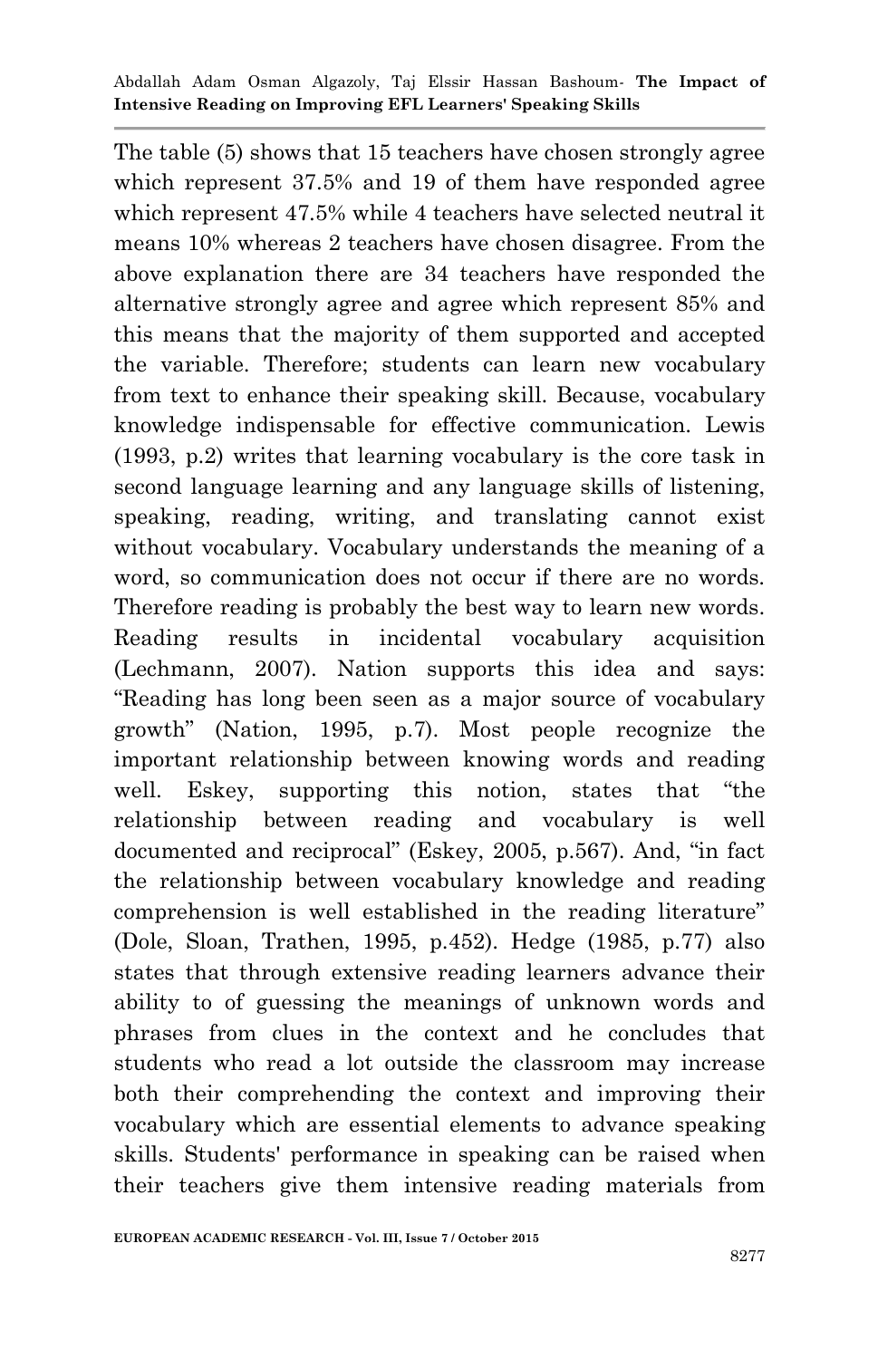The table (5) shows that 15 teachers have chosen strongly agree which represent 37.5% and 19 of them have responded agree which represent 47.5% while 4 teachers have selected neutral it means 10% whereas 2 teachers have chosen disagree. From the above explanation there are 34 teachers have responded the alternative strongly agree and agree which represent 85% and this means that the majority of them supported and accepted the variable. Therefore; students can learn new vocabulary from text to enhance their speaking skill. Because, vocabulary knowledge indispensable for effective communication. Lewis (1993, p.2) writes that learning vocabulary is the core task in second language learning and any language skills of listening, speaking, reading, writing, and translating cannot exist without vocabulary. Vocabulary understands the meaning of a word, so communication does not occur if there are no words. Therefore reading is probably the best way to learn new words. Reading results in incidental vocabulary acquisition (Lechmann, 2007). Nation supports this idea and says: "Reading has long been seen as a major source of vocabulary growth" (Nation, 1995, p.7). Most people recognize the important relationship between knowing words and reading well. Eskey, supporting this notion, states that "the relationship between reading and vocabulary is well documented and reciprocal" (Eskey, 2005, p.567). And, "in fact the relationship between vocabulary knowledge and reading comprehension is well established in the reading literature" (Dole, Sloan, Trathen, 1995, p.452). Hedge (1985, p.77) also states that through extensive reading learners advance their ability to of guessing the meanings of unknown words and phrases from clues in the context and he concludes that students who read a lot outside the classroom may increase both their comprehending the context and improving their vocabulary which are essential elements to advance speaking skills. Students' performance in speaking can be raised when their teachers give them intensive reading materials from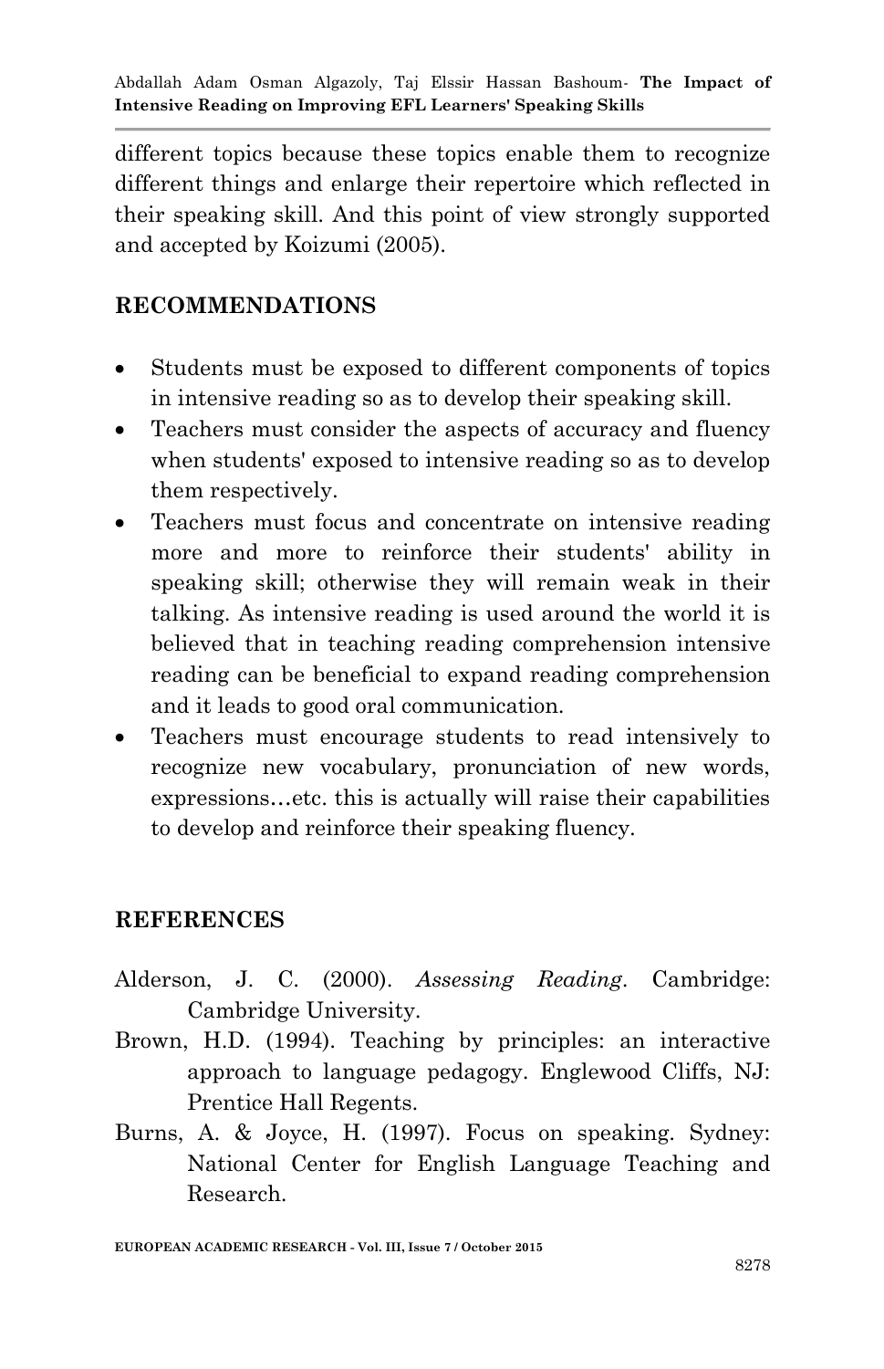different topics because these topics enable them to recognize different things and enlarge their repertoire which reflected in their speaking skill. And this point of view strongly supported and accepted by Koizumi (2005).

## RECOMMENDATIONS

- Students must be exposed to different components of topics in intensive reading so as to develop their speaking skill.
- Teachers must consider the aspects of accuracy and fluency when students' exposed to intensive reading so as to develop them respectively.
- Teachers must focus and concentrate on intensive reading more and more to reinforce their students' ability in speaking skill; otherwise they will remain weak in their talking. As intensive reading is used around the world it is believed that in teaching reading comprehension intensive reading can be beneficial to expand reading comprehension and it leads to good oral communication.
- Teachers must encourage students to read intensively to recognize new vocabulary, pronunciation of new words, expressions…etc. this is actually will raise their capabilities to develop and reinforce their speaking fluency.

## REFERENCES

Alderson, J. C. (2000). *Assessing Reading*. Cambridge: Cambridge University.

Brown, H.D. (1994). Teaching by principles: an interactive approach to language pedagogy. Englewood Cliffs, NJ: Prentice Hall Regents.

Burns, A. & Joyce, H. (1997). Focus on speaking. Sydney: National Center for English Language Teaching and Research.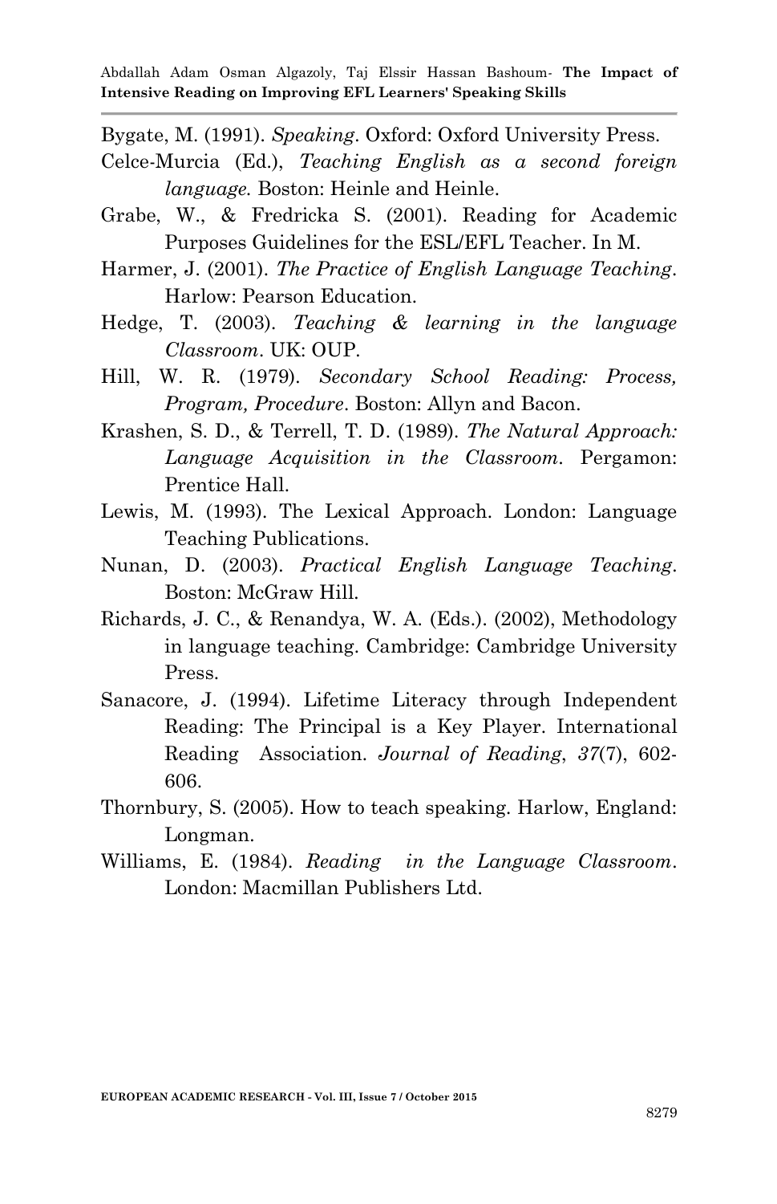Bygate, M. (1991). *Speaking*. Oxford: Oxford University Press.

Celce-Murcia (Ed.), *Teaching English as a second foreign language.* Boston: Heinle and Heinle.

Grabe, W., & Fredricka S. (2001). Reading for Academic Purposes Guidelines for the ESL/EFL Teacher. In M.

Harmer, J. (2001). *The Practice of English Language Teaching*. Harlow: Pearson Education.

Hedge, T. (2003). *Teaching & learning in the language Classroom*. UK: OUP.

Hill, W. R. (1979). *Secondary School Reading: Process, Program, Procedure*. Boston: Allyn and Bacon.

Krashen, S. D., & Terrell, T. D. (1989). *The Natural Approach: Language Acquisition in the Classroom*. Pergamon: Prentice Hall.

Lewis, M. (1993). The Lexical Approach. London: Language Teaching Publications.

Nunan, D. (2003). *Practical English Language Teaching*. Boston: McGraw Hill.

Richards, J. C., & Renandya, W. A. (Eds.). (2002), Methodology in language teaching. Cambridge: Cambridge University Press.

Sanacore, J. (1994). Lifetime Literacy through Independent Reading: The Principal is a Key Player. International Reading Association. *Journal of Reading*, *37*(7), 602-606.

Thornbury, S. (2005). How to teach speaking. Harlow, England: Longman.

Williams, E. (1984). *Reading in the Language Classroom*. London: Macmillan Publishers Ltd.